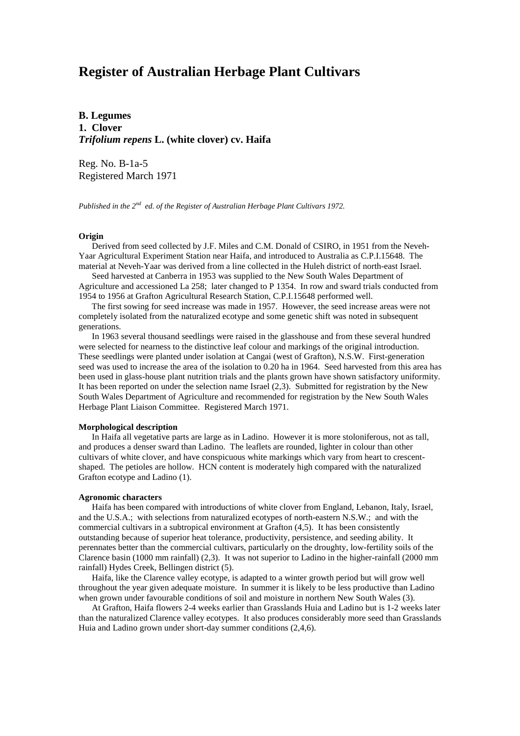# Register of Australian Herbage Plant Cultivars

**B. Legumes**
**1. Clover**
***Trifolium repens* L. (white clover) cv. Haifa**

Reg. No. B-1a-5
Registered March 1971

*Published in the 2nd ed. of the Register of Australian Herbage Plant Cultivars 1972.*

**Origin**

Derived from seed collected by J.F. Miles and C.M. Donald of CSIRO, in 1951 from the Neveh-Yaar Agricultural Experiment Station near Haifa, and introduced to Australia as C.P.I.15648. The material at Neveh-Yaar was derived from a line collected in the Huleh district of north-east Israel.

Seed harvested at Canberra in 1953 was supplied to the New South Wales Department of Agriculture and accessioned La 258; later changed to P 1354. In row and sward trials conducted from 1954 to 1956 at Grafton Agricultural Research Station, C.P.I.15648 performed well.

The first sowing for seed increase was made in 1957. However, the seed increase areas were not completely isolated from the naturalized ecotype and some genetic shift was noted in subsequent generations.

In 1963 several thousand seedlings were raised in the glasshouse and from these several hundred were selected for nearness to the distinctive leaf colour and markings of the original introduction. These seedlings were planted under isolation at Cangai (west of Grafton), N.S.W. First-generation seed was used to increase the area of the isolation to 0.20 ha in 1964. Seed harvested from this area has been used in glass-house plant nutrition trials and the plants grown have shown satisfactory uniformity. It has been reported on under the selection name Israel (2,3). Submitted for registration by the New South Wales Department of Agriculture and recommended for registration by the New South Wales Herbage Plant Liaison Committee. Registered March 1971.

**Morphological description**

In Haifa all vegetative parts are large as in Ladino. However it is more stoloniferous, not as tall, and produces a denser sward than Ladino. The leaflets are rounded, lighter in colour than other cultivars of white clover, and have conspicuous white markings which vary from heart to crescent-shaped. The petioles are hollow. HCN content is moderately high compared with the naturalized Grafton ecotype and Ladino (1).

**Agronomic characters**

Haifa has been compared with introductions of white clover from England, Lebanon, Italy, Israel, and the U.S.A.; with selections from naturalized ecotypes of north-eastern N.S.W.; and with the commercial cultivars in a subtropical environment at Grafton (4,5). It has been consistently outstanding because of superior heat tolerance, productivity, persistence, and seeding ability. It perennates better than the commercial cultivars, particularly on the droughty, low-fertility soils of the Clarence basin (1000 mm rainfall) (2,3). It was not superior to Ladino in the higher-rainfall (2000 mm rainfall) Hydes Creek, Bellingen district (5).

Haifa, like the Clarence valley ecotype, is adapted to a winter growth period but will grow well throughout the year given adequate moisture. In summer it is likely to be less productive than Ladino when grown under favourable conditions of soil and moisture in northern New South Wales (3).

At Grafton, Haifa flowers 2-4 weeks earlier than Grasslands Huia and Ladino but is 1-2 weeks later than the naturalized Clarence valley ecotypes. It also produces considerably more seed than Grasslands Huia and Ladino grown under short-day summer conditions (2,4,6).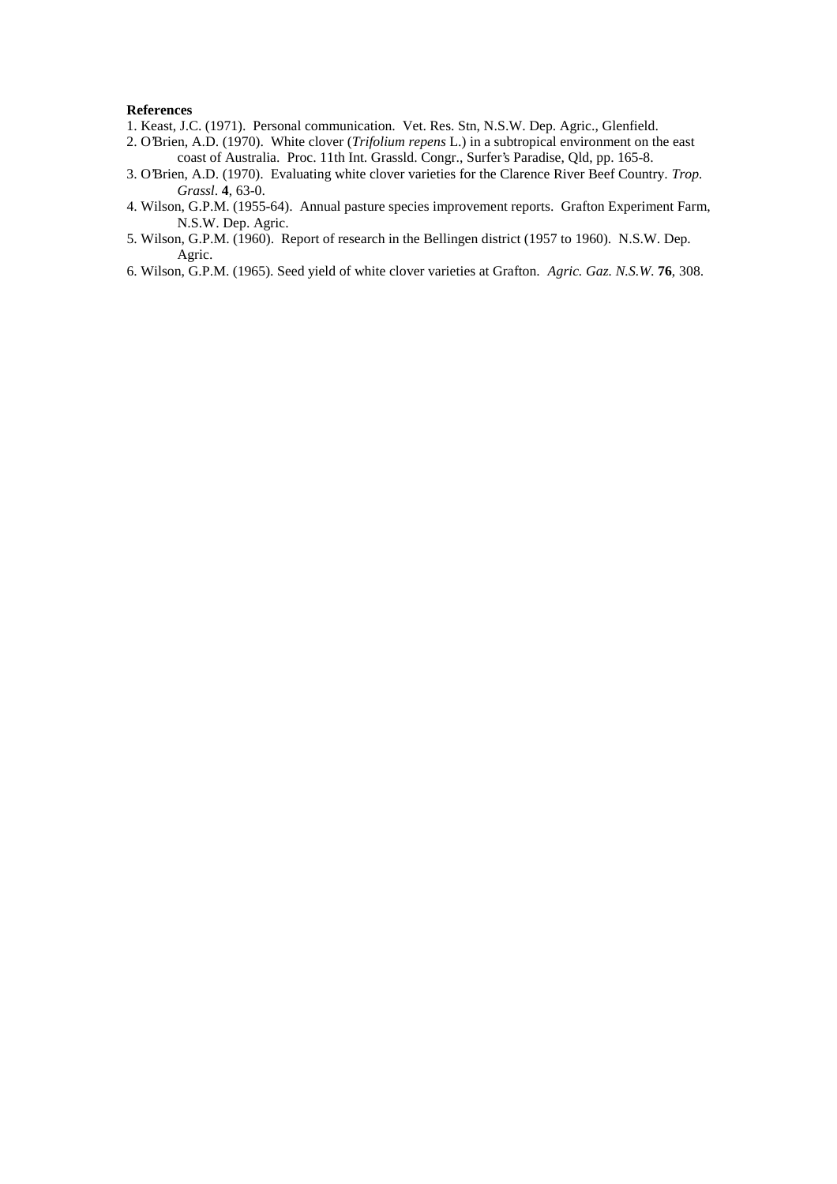**References**

1. Keast, J.C. (1971). Personal communication. Vet. Res. Stn, N.S.W. Dep. Agric., Glenfield.
2. O'Brien, A.D. (1970). White clover (*Trifolium repens* L.) in a subtropical environment on the east coast of Australia. Proc. 11th Int. Grassld. Congr., Surfer's Paradise, Qld, pp. 165-8.
3. O'Brien, A.D. (1970). Evaluating white clover varieties for the Clarence River Beef Country. *Trop. Grassl*. **4**, 63-0.
4. Wilson, G.P.M. (1955-64). Annual pasture species improvement reports. Grafton Experiment Farm, N.S.W. Dep. Agric.
5. Wilson, G.P.M. (1960). Report of research in the Bellingen district (1957 to 1960). N.S.W. Dep. Agric.
6. Wilson, G.P.M. (1965). Seed yield of white clover varieties at Grafton. *Agric. Gaz. N.S.W*. **76**, 308.